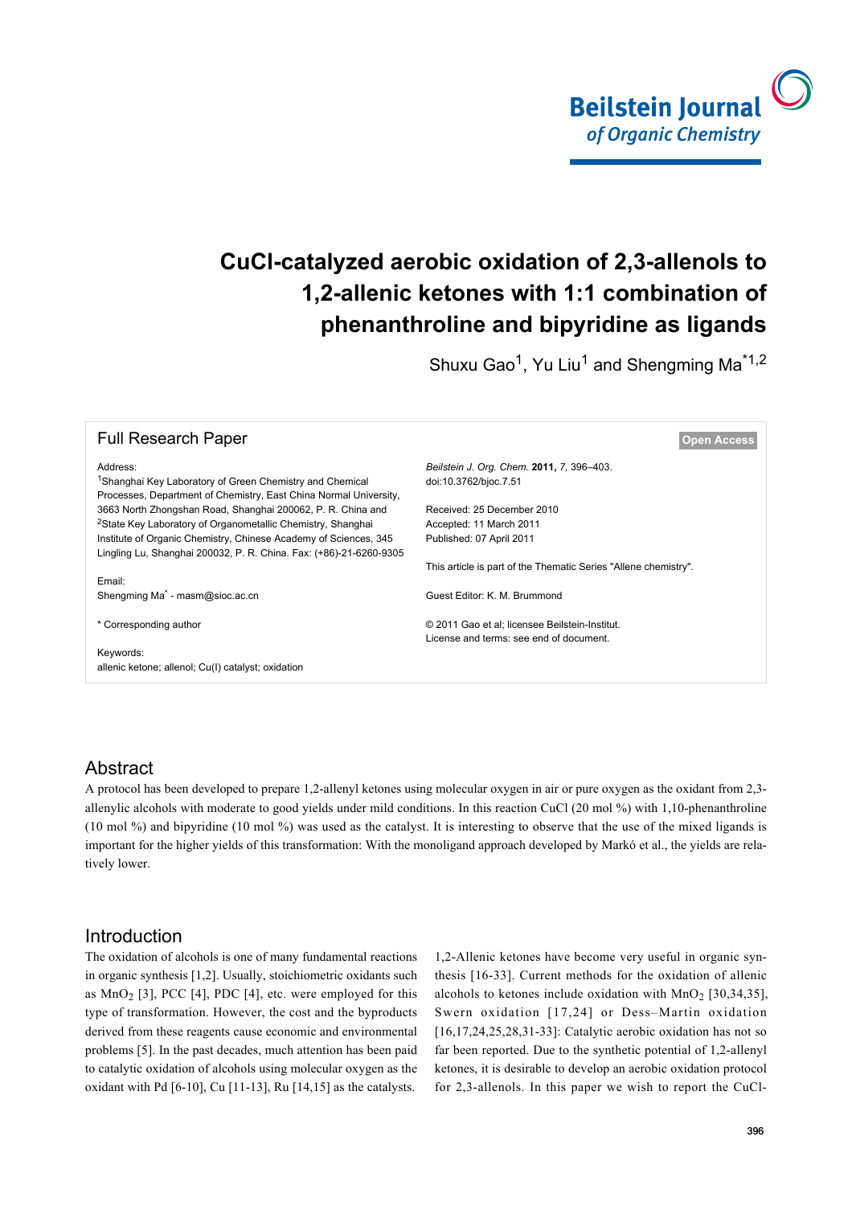# CuCl-catalyzed aerobic oxidation of 2,3-allenols to 1,2-allenic ketones with 1:1 combination of phenanthroline and bipyridine as ligands

Shuxu Gao[1], Yu Liu[1] and Shengming Ma[*1,2]

**Full Research Paper**

**Open Access**

Address:
[1]Shanghai Key Laboratory of Green Chemistry and Chemical Processes, Department of Chemistry, East China Normal University, 3663 North Zhongshan Road, Shanghai 200062, P. R. China and [2]State Key Laboratory of Organometallic Chemistry, Shanghai Institute of Organic Chemistry, Chinese Academy of Sciences, 345 Lingling Lu, Shanghai 200032, P. R. China. Fax: (+86)-21-6260-9305

Email:
Shengming Ma[*] - masm@sioc.ac.cn

\* Corresponding author

Keywords:
allenic ketone; allenol; Cu(I) catalyst; oxidation

*Beilstein J. Org. Chem.* **2011,** *7,* 396–403.
doi:10.3762/bjoc.7.51

Received: 25 December 2010
Accepted: 11 March 2011
Published: 07 April 2011

This article is part of the Thematic Series "Allene chemistry".

Guest Editor: K. M. Brummond

© 2011 Gao et al; licensee Beilstein-Institut.
License and terms: see end of document.

## Abstract

A protocol has been developed to prepare 1,2-allenyl ketones using molecular oxygen in air or pure oxygen as the oxidant from 2,3-allenylic alcohols with moderate to good yields under mild conditions. In this reaction CuCl (20 mol %) with 1,10-phenanthroline (10 mol %) and bipyridine (10 mol %) was used as the catalyst. It is interesting to observe that the use of the mixed ligands is important for the higher yields of this transformation: With the monoligand approach developed by Markó et al., the yields are relatively lower.

## Introduction

The oxidation of alcohols is one of many fundamental reactions in organic synthesis [1,2]. Usually, stoichiometric oxidants such as $MnO_2$ [3], PCC [4], PDC [4], etc. were employed for this type of transformation. However, the cost and the byproducts derived from these reagents cause economic and environmental problems [5]. In the past decades, much attention has been paid to catalytic oxidation of alcohols using molecular oxygen as the oxidant with Pd [6-10], Cu [11-13], Ru [14,15] as the catalysts.

1,2-Allenic ketones have become very useful in organic synthesis [16-33]. Current methods for the oxidation of allenic alcohols to ketones include oxidation with $MnO_2$ [30,34,35], Swern oxidation [17,24] or Dess–Martin oxidation [16,17,24,25,28,31-33]: Catalytic aerobic oxidation has not so far been reported. Due to the synthetic potential of 1,2-allenyl ketones, it is desirable to develop an aerobic oxidation protocol for 2,3-allenols. In this paper we wish to report the CuCl-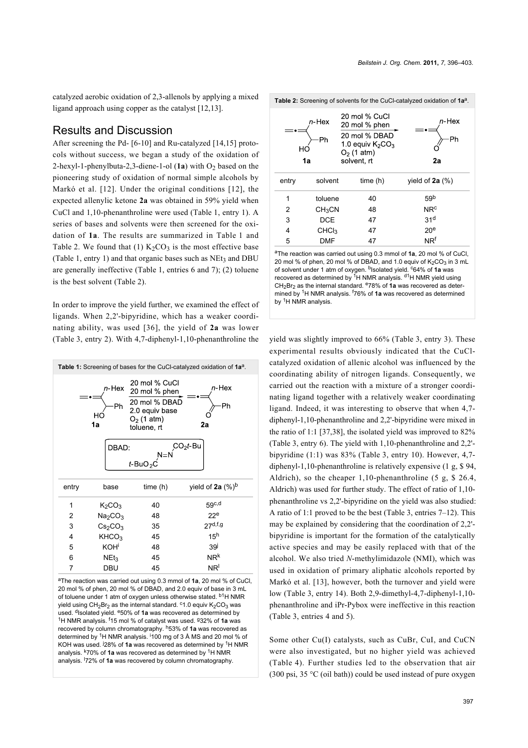catalyzed aerobic oxidation of 2,3-allenols by applying a mixed ligand approach using copper as the catalyst [12,13].

## Results and Discussion

After screening the Pd- [6-10] and Ru-catalyzed [14,15] protocols without success, we began a study of the oxidation of 2-hexyl-1-phenylbuta-2,3-diene-1-ol (**1a**) with $O_2$ based on the pioneering study of oxidation of normal simple alcohols by Markó et al. [12]. Under the original conditions [12], the expected allenylic ketone **2a** was obtained in 59% yield when CuCl and 1,10-phenanthroline were used (Table 1, entry 1). A series of bases and solvents were then screened for the oxidation of **1a**. The results are summarized in Table 1 and Table 2. We found that (1) $K_2CO_3$ is the most effective base (Table 1, entry 1) and that organic bases such as $NEt_3$ and DBU are generally ineffective (Table 1, entries 6 and 7); (2) toluene is the best solvent (Table 2).

In order to improve the yield further, we examined the effect of ligands. When 2,2'-bipyridine, which has a weaker coordinating ability, was used [36], the yield of **2a** was lower (Table 3, entry 2). With 4,7-diphenyl-1,10-phenanthroline the yield was slightly improved to 66% (Table 3, entry 3). These experimental results obviously indicated that the CuCl-catalyzed oxidation of allenic alcohol was influenced by the coordinating ability of nitrogen ligands. Consequently, we carried out the reaction with a mixture of a stronger coordinating ligand together with a relatively weaker coordinating ligand. Indeed, it was interesting to observe that when 4,7-diphenyl-1,10-phenanthroline and 2,2'-bipyridine were mixed in the ratio of 1:1 [37,38], the isolated yield was improved to 82% (Table 3, entry 6). The yield with 1,10-phenanthroline and 2,2'-bipyridine (1:1) was 83% (Table 3, entry 10). However, 4,7-diphenyl-1,10-phenanthroline is relatively expensive (1 g, $ 94, Aldrich), so the cheaper 1,10-phenanthroline (5 g, $ 26.4, Aldrich) was used for further study. The effect of ratio of 1,10-phenanthroline vs 2,2'-bipyridine on the yield was also studied: A ratio of 1:1 proved to be the best (Table 3, entries 7–12). This may be explained by considering that the coordination of 2,2'-bipyridine is important for the formation of the catalytically active species and may be easily replaced with that of the alcohol. We also tried *N*-methylimidazole (NMI), which was used in oxidation of primary aliphatic alcohols reported by Markó et al. [13], however, both the turnover and yield were low (Table 3, entry 14). Both 2,9-dimethyl-4,7-diphenyl-1,10-phenanthroline and iPr-Pybox were ineffective in this reaction (Table 3, entries 4 and 5).

Some other Cu(I) catalysts, such as CuBr, CuI, and CuCN were also investigated, but no higher yield was achieved (Table 4). Further studies led to the observation that air (300 psi, 35 °C (oil bath)) could be used instead of pure oxygen

**Table 1:** Screening of bases for the CuCl-catalyzed oxidation of **1a**[a].

Reaction: **1a** → **2a**; 20 mol % CuCl, 20 mol % phen, 20 mol % DBAD, 2.0 equiv base, $O_2$ (1 atm), toluene, rt. DBAD: $t$-BuO$_2$C–N=N–CO$_2t$-Bu

| entry | base | time (h) | yield of **2a** (%)[b] |
|---|---|---|---|
| 1 | $K_2CO_3$ | 40 | 59[c,d] |
| 2 | $Na_2CO_3$ | 48 | 22[e] |
| 3 | $Cs_2CO_3$ | 35 | 27[d,f,g] |
| 4 | $KHCO_3$ | 45 | 15[h] |
| 5 | KOH[i] | 48 | 39[j] |
| 6 | $NEt_3$ | 45 | NR[k] |
| 7 | DBU | 45 | NR[l] |

[a]The reaction was carried out using 0.3 mmol of **1a**, 20 mol % of CuCl, 20 mol % of phen, 20 mol % of DBAD, and 2.0 equiv of base in 3 mL of toluene under 1 atm of oxygen unless otherwise stated. [b]$^1$H NMR yield using $CH_2Br_2$ as the internal standard. [c]1.0 equiv $K_2CO_3$ was used. [d]Isolated yield. [e]50% of **1a** was recovered as determined by $^1$H NMR analysis. [f]15 mol % of catalyst was used. [g]32% of **1a** was recovered by column chromatography. [h]53% of **1a** was recovered as determined by $^1$H NMR analysis. [i]100 mg of 3 Å MS and 20 mol % of KOH was used. [j]28% of **1a** was recovered as determined by $^1$H NMR analysis. [k]70% of **1a** was recovered as determined by $^1$H NMR analysis. [l]72% of **1a** was recovered by column chromatography.

**Table 2:** Screening of solvents for the CuCl-catalyzed oxidation of **1a**[a].

Reaction: **1a** → **2a**; 20 mol % CuCl, 20 mol % phen, 20 mol % DBAD, 1.0 equiv $K_2CO_3$, $O_2$ (1 atm), solvent, rt

| entry | solvent | time (h) | yield of **2a** (%) |
|---|---|---|---|
| 1 | toluene | 40 | 59[b] |
| 2 | $CH_3CN$ | 48 | NR[c] |
| 3 | DCE | 47 | 31[d] |
| 4 | $CHCl_3$ | 47 | 20[e] |
| 5 | DMF | 47 | NR[f] |

[a]The reaction was carried out using 0.3 mmol of **1a**, 20 mol % of CuCl, 20 mol % of phen, 20 mol % of DBAD, and 1.0 equiv of $K_2CO_3$ in 3 mL of solvent under 1 atm of oxygen. [b]Isolated yield. [c]64% of **1a** was recovered as determined by $^1$H NMR analysis. [d]$^1$H NMR yield using $CH_2Br_2$ as the internal standard. [e]78% of **1a** was recovered as determined by $^1$H NMR analysis. [f]76% of **1a** was recovered as determined by $^1$H NMR analysis.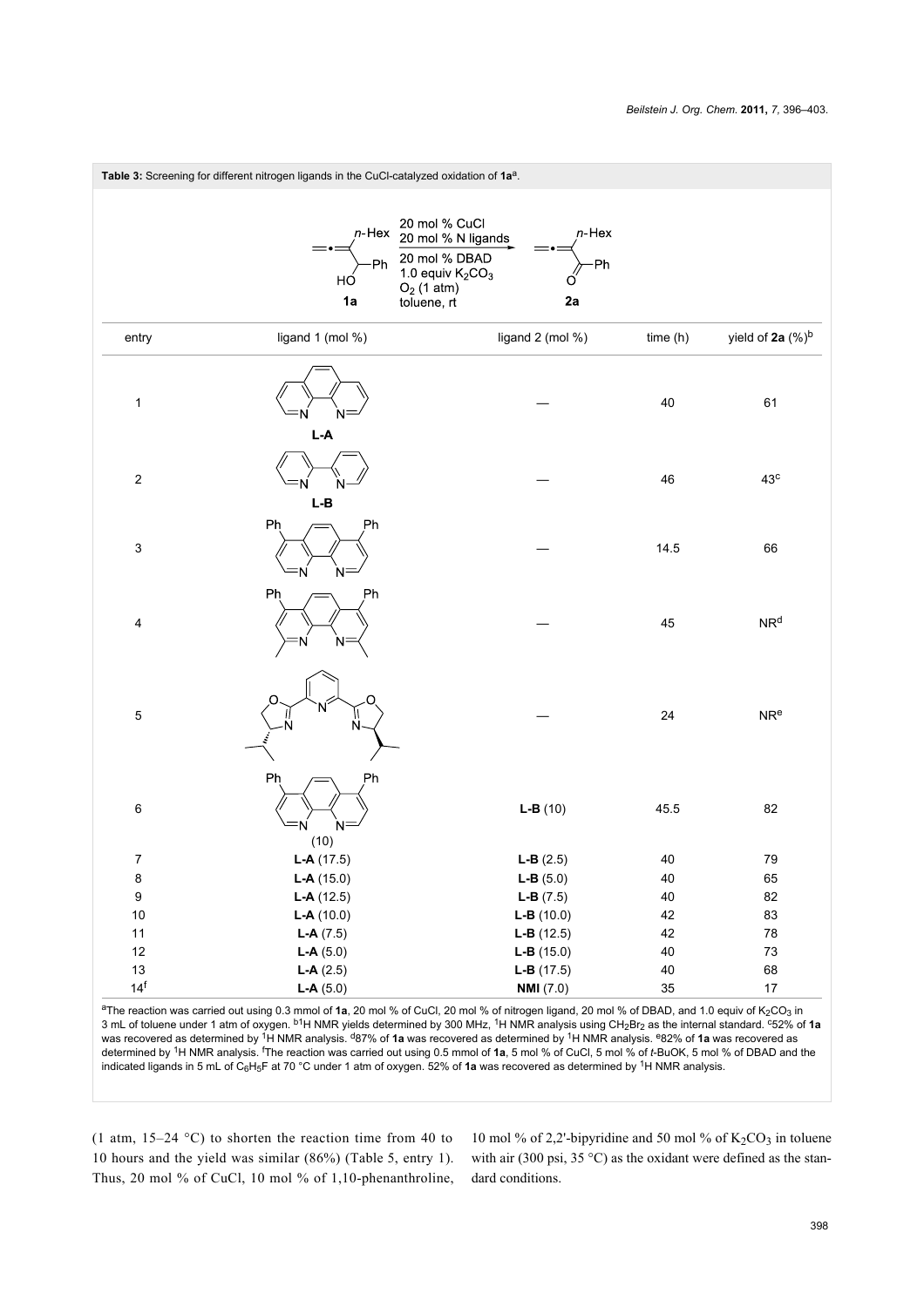**Table 3:** Screening for different nitrogen ligands in the CuCl-catalyzed oxidation of **1a**[a].

Reaction scheme: **1a** → **2a**; 20 mol % CuCl, 20 mol % N ligands, 20 mol % DBAD, 1.0 equiv $K_2CO_3$, $O_2$ (1 atm), toluene, rt

| entry | ligand 1 (mol %) | ligand 2 (mol %) | time (h) | yield of **2a** (%)[b] |
|---|---|---|---|---|
| 1 | **L-A** | — | 40 | 61 |
| 2 | **L-B** | — | 46 | 43[c] |
| 3 | 4,7-diphenyl-1,10-phenanthroline | — | 14.5 | 66 |
| 4 | 2,9-dimethyl-4,7-diphenyl-1,10-phenanthroline | — | 45 | NR[d] |
| 5 | 2,6-bis(4-isopropyl-oxazolin-2-yl)pyridine | — | 24 | NR[e] |
| 6 | 4,7-diphenyl-1,10-phenanthroline (10) | **L-B** (10) | 45.5 | 82 |
| 7 | **L-A** (17.5) | **L-B** (2.5) | 40 | 79 |
| 8 | **L-A** (15.0) | **L-B** (5.0) | 40 | 65 |
| 9 | **L-A** (12.5) | **L-B** (7.5) | 40 | 82 |
| 10 | **L-A** (10.0) | **L-B** (10.0) | 42 | 83 |
| 11 | **L-A** (7.5) | **L-B** (12.5) | 42 | 78 |
| 12 | **L-A** (5.0) | **L-B** (15.0) | 40 | 73 |
| 13 | **L-A** (2.5) | **L-B** (17.5) | 40 | 68 |
| 14[f] | **L-A** (5.0) | **NMI** (7.0) | 35 | 17 |

[a]The reaction was carried out using 0.3 mmol of **1a**, 20 mol % of CuCl, 20 mol % of nitrogen ligand, 20 mol % of DBAD, and 1.0 equiv of $K_2CO_3$ in 3 mL of toluene under 1 atm of oxygen. [b]$^1$H NMR yields determined by 300 MHz, $^1$H NMR analysis using $CH_2Br_2$ as the internal standard. [c]52% of **1a** was recovered as determined by $^1$H NMR analysis. [d]87% of **1a** was recovered as determined by $^1$H NMR analysis. [e]82% of **1a** was recovered as determined by $^1$H NMR analysis. [f]The reaction was carried out using 0.5 mmol of **1a**, 5 mol % of CuCl, 5 mol % of *t*-BuOK, 5 mol % of DBAD and the indicated ligands in 5 mL of $C_6H_5F$ at 70 °C under 1 atm of oxygen. 52% of **1a** was recovered as determined by $^1$H NMR analysis.

(1 atm, 15–24 °C) to shorten the reaction time from 40 to 10 hours and the yield was similar (86%) (Table 5, entry 1). Thus, 20 mol % of CuCl, 10 mol % of 1,10-phenanthroline, 10 mol % of 2,2'-bipyridine and 50 mol % of $K_2CO_3$ in toluene with air (300 psi, 35 °C) as the oxidant were defined as the standard conditions.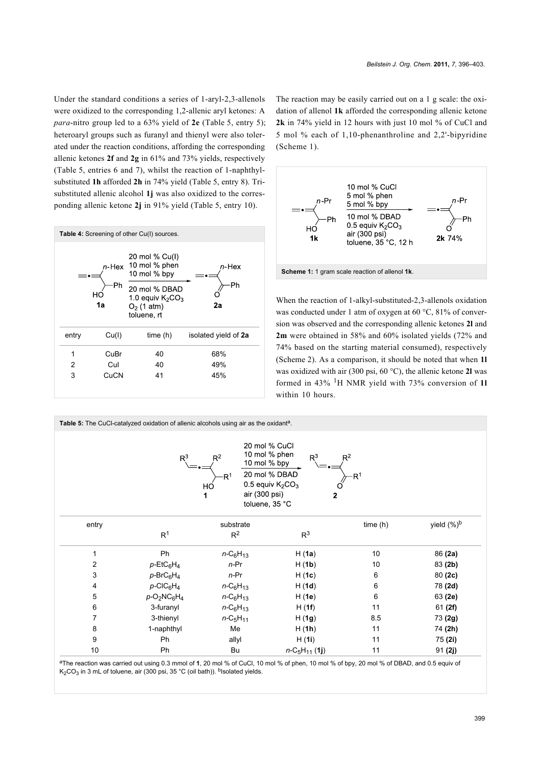Under the standard conditions a series of 1-aryl-2,3-allenols were oxidized to the corresponding 1,2-allenic aryl ketones: A *para*-nitro group led to a 63% yield of **2e** (Table 5, entry 5); heteroaryl groups such as furanyl and thienyl were also tolerated under the reaction conditions, affording the corresponding allenic ketones **2f** and **2g** in 61% and 73% yields, respectively (Table 5, entries 6 and 7), whilst the reaction of 1-naphthyl-substituted **1h** afforded **2h** in 74% yield (Table 5, entry 8). Trisubstituted allenic alcohol **1j** was also oxidized to the corresponding allenic ketone **2j** in 91% yield (Table 5, entry 10).

**Table 4:** Screening of other Cu(I) sources.

Reaction: **1a** → **2a**; 20 mol % Cu(I), 10 mol % phen, 10 mol % bpy, 20 mol % DBAD, 1.0 equiv $K_2CO_3$, $O_2$ (1 atm), toluene, rt

| entry | Cu(I) | time (h) | isolated yield of **2a** |
|---|---|---|---|
| 1 | CuBr | 40 | 68% |
| 2 | CuI | 40 | 49% |
| 3 | CuCN | 41 | 45% |

The reaction may be easily carried out on a 1 g scale: the oxidation of allenol **1k** afforded the corresponding allenic ketone **2k** in 74% yield in 12 hours with just 10 mol % of CuCl and 5 mol % each of 1,10-phenanthroline and 2,2'-bipyridine (Scheme 1).

Reaction: **1k** → **2k** 74%; 10 mol % CuCl, 5 mol % phen, 5 mol % bpy, 10 mol % DBAD, 0.5 equiv $K_2CO_3$, air (300 psi), toluene, 35 °C, 12 h

**Scheme 1:** 1 gram scale reaction of allenol **1k**.

When the reaction of 1-alkyl-substituted-2,3-allenols oxidation was conducted under 1 atm of oxygen at 60 °C, 81% of conversion was observed and the corresponding allenic ketones **2l** and **2m** were obtained in 58% and 60% isolated yields (72% and 74% based on the starting material consumed), respectively (Scheme 2). As a comparison, it should be noted that when **1l** was oxidized with air (300 psi, 60 °C), the allenic ketone **2l** was formed in 43% $^1$H NMR yield with 73% conversion of **1l** within 10 hours.

**Table 5:** The CuCl-catalyzed oxidation of allenic alcohols using air as the oxidant[a].

Reaction: **1** → **2**; 20 mol % CuCl, 10 mol % phen, 10 mol % bpy, 20 mol % DBAD, 0.5 equiv $K_2CO_3$, air (300 psi), toluene, 35 °C

| entry | substrate $R^1$ | $R^2$ | $R^3$ | time (h) | yield (%)[b] |
|---|---|---|---|---|---|
| 1 | Ph | $n$-$C_6H_{13}$ | H (**1a**) | 10 | 86 **(2a)** |
| 2 | $p$-$EtC_6H_4$ | $n$-Pr | H (**1b**) | 10 | 83 **(2b)** |
| 3 | $p$-$BrC_6H_4$ | $n$-Pr | H (**1c**) | 6 | 80 **(2c)** |
| 4 | $p$-$ClC_6H_4$ | $n$-$C_6H_{13}$ | H (**1d**) | 6 | 78 **(2d)** |
| 5 | $p$-$O_2NC_6H_4$ | $n$-$C_6H_{13}$ | H (**1e**) | 6 | 63 **(2e)** |
| 6 | 3-furanyl | $n$-$C_6H_{13}$ | H (**1f**) | 11 | 61 **(2f)** |
| 7 | 3-thienyl | $n$-$C_5H_{11}$ | H (**1g**) | 8.5 | 73 **(2g)** |
| 8 | 1-naphthyl | Me | H (**1h**) | 11 | 74 **(2h)** |
| 9 | Ph | allyl | H (**1i**) | 11 | 75 **(2i)** |
| 10 | Ph | Bu | $n$-$C_5H_{11}$ (**1j**) | 11 | 91 **(2j)** |

[a]The reaction was carried out using 0.3 mmol of **1**, 20 mol % of CuCl, 10 mol % of phen, 10 mol % of bpy, 20 mol % of DBAD, and 0.5 equiv of $K_2CO_3$ in 3 mL of toluene, air (300 psi, 35 °C (oil bath)). [b]Isolated yields.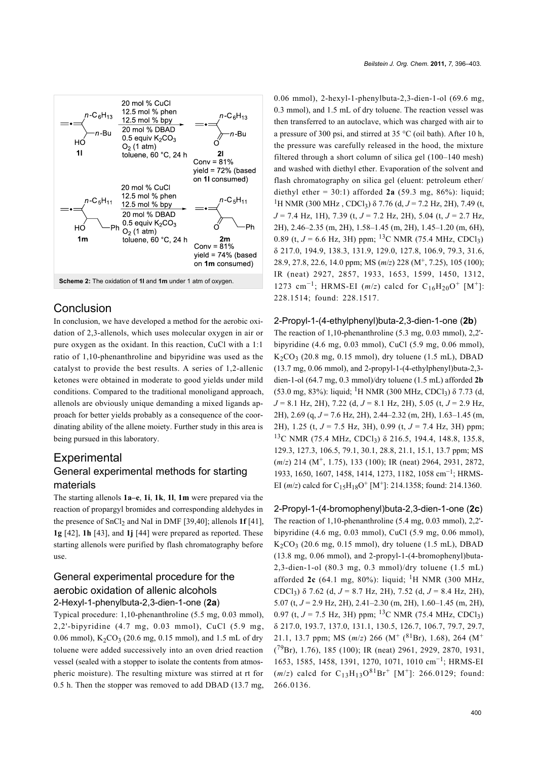Scheme 2: The oxidation of **1l** and **1m** under 1 atm of oxygen.

## Conclusion

In conclusion, we have developed a method for the aerobic oxidation of 2,3-allenols, which uses molecular oxygen in air or pure oxygen as the oxidant. In this reaction, CuCl with a 1:1 ratio of 1,10-phenanthroline and bipyridine was used as the catalyst to provide the best results. A series of 1,2-allenic ketones were obtained in moderate to good yields under mild conditions. Compared to the traditional monoligand approach, allenols are obviously unique demanding a mixed ligands approach for better yields probably as a consequence of the coordinating ability of the allene moiety. Further study in this area is being pursued in this laboratory.

## Experimental

### General experimental methods for starting materials

The starting allenols **1a–e**, **1i**, **1k**, **1l**, **1m** were prepared via the reaction of propargyl bromides and corresponding aldehydes in the presence of $SnCl_2$ and NaI in DMF [39,40]; allenols **1f** [41], **1g** [42], **1h** [43], and **1j** [44] were prepared as reported. These starting allenols were purified by flash chromatography before use.

### General experimental procedure for the aerobic oxidation of allenic alcohols

#### 2-Hexyl-1-phenylbuta-2,3-dien-1-one (2a)

Typical procedure: 1,10-phenanthroline (5.5 mg, 0.03 mmol), 2,2'-bipyridine (4.7 mg, 0.03 mmol), CuCl (5.9 mg, 0.06 mmol), $K_2CO_3$ (20.6 mg, 0.15 mmol), and 1.5 mL of dry toluene were added successively into an oven dried reaction vessel (sealed with a stopper to isolate the contents from atmospheric moisture). The resulting mixture was stirred at rt for 0.5 h. Then the stopper was removed to add DBAD (13.7 mg, 0.06 mmol), 2-hexyl-1-phenylbuta-2,3-dien-1-ol (69.6 mg, 0.3 mmol), and 1.5 mL of dry toluene. The reaction vessel was then transferred to an autoclave, which was charged with air to a pressure of 300 psi, and stirred at 35 °C (oil bath). After 10 h, the pressure was carefully released in the hood, the mixture filtered through a short column of silica gel (100–140 mesh) and washed with diethyl ether. Evaporation of the solvent and flash chromatography on silica gel (eluent: petroleum ether/diethyl ether = 30:1) afforded **2a** (59.3 mg, 86%): liquid; $^1$H NMR (300 MHz , $CDCl_3$) δ 7.76 (d, $J$ = 7.2 Hz, 2H), 7.49 (t, $J$ = 7.4 Hz, 1H), 7.39 (t, $J$ = 7.2 Hz, 2H), 5.04 (t, $J$ = 2.7 Hz, 2H), 2.46–2.35 (m, 2H), 1.58–1.45 (m, 2H), 1.45–1.20 (m, 6H), 0.89 (t, $J$ = 6.6 Hz, 3H) ppm; $^{13}$C NMR (75.4 MHz, $CDCl_3$) δ 217.0, 194.9, 138.3, 131.9, 129.0, 127.8, 106.9, 79.3, 31.6, 28.9, 27.8, 22.6, 14.0 ppm; MS ($m/z$) 228 ($M^+$, 7.25), 105 (100); IR (neat) 2927, 2857, 1933, 1653, 1599, 1450, 1312, 1273 cm$^{-1}$; HRMS-EI ($m/z$) calcd for $C_{16}H_{20}O^+$ [$M^+$]: 228.1514; found: 228.1517.

#### 2-Propyl-1-(4-ethylphenyl)buta-2,3-dien-1-one (2b)

The reaction of 1,10-phenanthroline (5.3 mg, 0.03 mmol), 2,2'-bipyridine (4.6 mg, 0.03 mmol), CuCl (5.9 mg, 0.06 mmol), $K_2CO_3$ (20.8 mg, 0.15 mmol), dry toluene (1.5 mL), DBAD (13.7 mg, 0.06 mmol), and 2-propyl-1-(4-ethylphenyl)buta-2,3-dien-1-ol (64.7 mg, 0.3 mmol)/dry toluene (1.5 mL) afforded **2b** (53.0 mg, 83%): liquid; $^1$H NMR (300 MHz, $CDCl_3$) δ 7.73 (d, $J$ = 8.1 Hz, 2H), 7.22 (d, $J$ = 8.1 Hz, 2H), 5.05 (t, $J$ = 2.9 Hz, 2H), 2.69 (q, $J$ = 7.6 Hz, 2H), 2.44–2.32 (m, 2H), 1.63–1.45 (m, 2H), 1.25 (t, $J$ = 7.5 Hz, 3H), 0.99 (t, $J$ = 7.4 Hz, 3H) ppm; $^{13}$C NMR (75.4 MHz, $CDCl_3$) δ 216.5, 194.4, 148.8, 135.8, 129.3, 127.3, 106.5, 79.1, 30.1, 28.8, 21.1, 15.1, 13.7 ppm; MS ($m/z$) 214 ($M^+$, 1.75), 133 (100); IR (neat) 2964, 2931, 2872, 1933, 1650, 1607, 1458, 1414, 1273, 1182, 1058 cm$^{-1}$; HRMS-EI ($m/z$) calcd for $C_{15}H_{18}O^+$ [$M^+$]: 214.1358; found: 214.1360.

#### 2-Propyl-1-(4-bromophenyl)buta-2,3-dien-1-one (2c)

The reaction of 1,10-phenanthroline (5.4 mg, 0.03 mmol), 2,2'-bipyridine (4.6 mg, 0.03 mmol), CuCl (5.9 mg, 0.06 mmol), $K_2CO_3$ (20.6 mg, 0.15 mmol), dry toluene (1.5 mL), DBAD (13.8 mg, 0.06 mmol), and 2-propyl-1-(4-bromophenyl)buta-2,3-dien-1-ol (80.3 mg, 0.3 mmol)/dry toluene (1.5 mL) afforded **2c** (64.1 mg, 80%): liquid; $^1$H NMR (300 MHz, $CDCl_3$) δ 7.62 (d, $J$ = 8.7 Hz, 2H), 7.52 (d, $J$ = 8.4 Hz, 2H), 5.07 (t, $J$ = 2.9 Hz, 2H), 2.41–2.30 (m, 2H), 1.60–1.45 (m, 2H), 0.97 (t, $J$ = 7.5 Hz, 3H) ppm; $^{13}$C NMR (75.4 MHz, $CDCl_3$) δ 217.0, 193.7, 137.0, 131.1, 130.5, 126.7, 106.7, 79.7, 29.7, 21.1, 13.7 ppm; MS ($m/z$) 266 ($M^+$ ($^{81}$Br), 1.68), 264 ($M^+$ ($^{79}$Br), 1.76), 185 (100); IR (neat) 2961, 2929, 2870, 1931, 1653, 1585, 1458, 1391, 1270, 1071, 1010 cm$^{-1}$; HRMS-EI ($m/z$) calcd for $C_{13}H_{13}O^{81}Br^+$ [$M^+$]: 266.0129; found: 266.0136.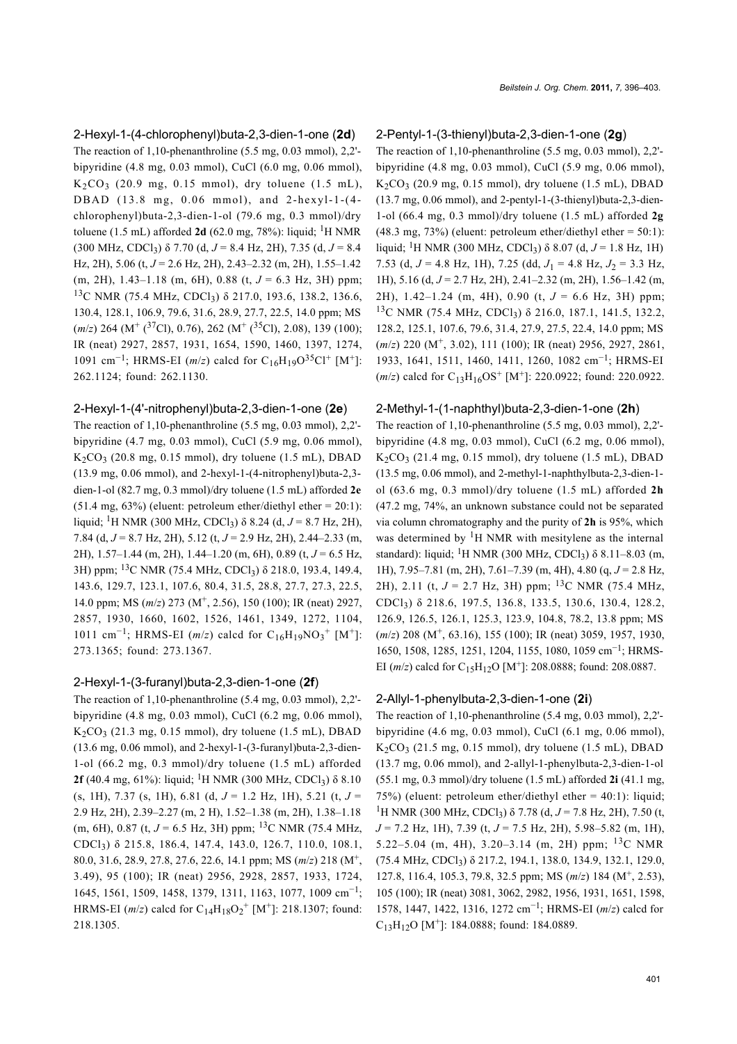### 2-Hexyl-1-(4-chlorophenyl)buta-2,3-dien-1-one (**2d**)

The reaction of 1,10-phenanthroline (5.5 mg, 0.03 mmol), 2,2'-bipyridine (4.8 mg, 0.03 mmol), CuCl (6.0 mg, 0.06 mmol), $K_2CO_3$ (20.9 mg, 0.15 mmol), dry toluene (1.5 mL), DBAD (13.8 mg, 0.06 mmol), and 2-hexyl-1-(4-chlorophenyl)buta-2,3-dien-1-ol (79.6 mg, 0.3 mmol)/dry toluene (1.5 mL) afforded **2d** (62.0 mg, 78%): liquid; $^1$H NMR (300 MHz, $CDCl_3$) δ 7.70 (d, $J$ = 8.4 Hz, 2H), 7.35 (d, $J$ = 8.4 Hz, 2H), 5.06 (t, $J$ = 2.6 Hz, 2H), 2.43–2.32 (m, 2H), 1.55–1.42 (m, 2H), 1.43–1.18 (m, 6H), 0.88 (t, $J$ = 6.3 Hz, 3H) ppm; $^{13}$C NMR (75.4 MHz, $CDCl_3$) δ 217.0, 193.6, 138.2, 136.6, 130.4, 128.1, 106.9, 79.6, 31.6, 28.9, 27.7, 22.5, 14.0 ppm; MS ($m/z$) 264 ($M^+$ ($^{37}$Cl), 0.76), 262 ($M^+$ ($^{35}$Cl), 2.08), 139 (100); IR (neat) 2927, 2857, 1931, 1654, 1590, 1460, 1397, 1274, 1091 cm$^{-1}$; HRMS-EI ($m/z$) calcd for $C_{16}H_{19}O^{35}Cl^+$ [$M^+$]: 262.1124; found: 262.1130.

### 2-Hexyl-1-(4'-nitrophenyl)buta-2,3-dien-1-one (**2e**)

The reaction of 1,10-phenanthroline (5.5 mg, 0.03 mmol), 2,2'-bipyridine (4.7 mg, 0.03 mmol), CuCl (5.9 mg, 0.06 mmol), $K_2CO_3$ (20.8 mg, 0.15 mmol), dry toluene (1.5 mL), DBAD (13.9 mg, 0.06 mmol), and 2-hexyl-1-(4-nitrophenyl)buta-2,3-dien-1-ol (82.7 mg, 0.3 mmol)/dry toluene (1.5 mL) afforded **2e** (51.4 mg, 63%) (eluent: petroleum ether/diethyl ether = 20:1): liquid; $^1$H NMR (300 MHz, $CDCl_3$) δ 8.24 (d, $J$ = 8.7 Hz, 2H), 7.84 (d, $J$ = 8.7 Hz, 2H), 5.12 (t, $J$ = 2.9 Hz, 2H), 2.44–2.33 (m, 2H), 1.57–1.44 (m, 2H), 1.44–1.20 (m, 6H), 0.89 (t, $J$ = 6.5 Hz, 3H) ppm; $^{13}$C NMR (75.4 MHz, $CDCl_3$) δ 218.0, 193.4, 149.4, 143.6, 129.7, 123.1, 107.6, 80.4, 31.5, 28.8, 27.7, 27.3, 22.5, 14.0 ppm; MS ($m/z$) 273 ($M^+$, 2.56), 150 (100); IR (neat) 2927, 2857, 1930, 1660, 1602, 1526, 1461, 1349, 1272, 1104, 1011 cm$^{-1}$; HRMS-EI ($m/z$) calcd for $C_{16}H_{19}NO_3^+$ [$M^+$]: 273.1365; found: 273.1367.

### 2-Hexyl-1-(3-furanyl)buta-2,3-dien-1-one (**2f**)

The reaction of 1,10-phenanthroline (5.4 mg, 0.03 mmol), 2,2'-bipyridine (4.8 mg, 0.03 mmol), CuCl (6.2 mg, 0.06 mmol), $K_2CO_3$ (21.3 mg, 0.15 mmol), dry toluene (1.5 mL), DBAD (13.6 mg, 0.06 mmol), and 2-hexyl-1-(3-furanyl)buta-2,3-dien-1-ol (66.2 mg, 0.3 mmol)/dry toluene (1.5 mL) afforded **2f** (40.4 mg, 61%): liquid; $^1$H NMR (300 MHz, $CDCl_3$) δ 8.10 (s, 1H), 7.37 (s, 1H), 6.81 (d, $J$ = 1.2 Hz, 1H), 5.21 (t, $J$ = 2.9 Hz, 2H), 2.39–2.27 (m, 2 H), 1.52–1.38 (m, 2H), 1.38–1.18 (m, 6H), 0.87 (t, $J$ = 6.5 Hz, 3H) ppm; $^{13}$C NMR (75.4 MHz, $CDCl_3$) δ 215.8, 186.4, 147.4, 143.0, 126.7, 110.0, 108.1, 80.0, 31.6, 28.9, 27.8, 27.6, 22.6, 14.1 ppm; MS ($m/z$) 218 ($M^+$, 3.49), 95 (100); IR (neat) 2956, 2928, 2857, 1933, 1724, 1645, 1561, 1509, 1458, 1379, 1311, 1163, 1077, 1009 cm$^{-1}$; HRMS-EI ($m/z$) calcd for $C_{14}H_{18}O_2^+$ [$M^+$]: 218.1307; found: 218.1305.

### 2-Pentyl-1-(3-thienyl)buta-2,3-dien-1-one (**2g**)

The reaction of 1,10-phenanthroline (5.5 mg, 0.03 mmol), 2,2'-bipyridine (4.8 mg, 0.03 mmol), CuCl (5.9 mg, 0.06 mmol), $K_2CO_3$ (20.9 mg, 0.15 mmol), dry toluene (1.5 mL), DBAD (13.7 mg, 0.06 mmol), and 2-pentyl-1-(3-thienyl)buta-2,3-dien-1-ol (66.4 mg, 0.3 mmol)/dry toluene (1.5 mL) afforded **2g** (48.3 mg, 73%) (eluent: petroleum ether/diethyl ether = 50:1): liquid; $^1$H NMR (300 MHz, $CDCl_3$) δ 8.07 (d, $J$ = 1.8 Hz, 1H) 7.53 (d, $J$ = 4.8 Hz, 1H), 7.25 (dd, $J_1$ = 4.8 Hz, $J_2$ = 3.3 Hz, 1H), 5.16 (d, $J$ = 2.7 Hz, 2H), 2.41–2.32 (m, 2H), 1.56–1.42 (m, 2H), 1.42–1.24 (m, 4H), 0.90 (t, $J$ = 6.6 Hz, 3H) ppm; $^{13}$C NMR (75.4 MHz, $CDCl_3$) δ 216.0, 187.1, 141.5, 132.2, 128.2, 125.1, 107.6, 79.6, 31.4, 27.9, 27.5, 22.4, 14.0 ppm; MS ($m/z$) 220 ($M^+$, 3.02), 111 (100); IR (neat) 2956, 2927, 2861, 1933, 1641, 1511, 1460, 1411, 1260, 1082 cm$^{-1}$; HRMS-EI ($m/z$) calcd for $C_{13}H_{16}OS^+$ [$M^+$]: 220.0922; found: 220.0922.

### 2-Methyl-1-(1-naphthyl)buta-2,3-dien-1-one (**2h**)

The reaction of 1,10-phenanthroline (5.5 mg, 0.03 mmol), 2,2'-bipyridine (4.8 mg, 0.03 mmol), CuCl (6.2 mg, 0.06 mmol), $K_2CO_3$ (21.4 mg, 0.15 mmol), dry toluene (1.5 mL), DBAD (13.5 mg, 0.06 mmol), and 2-methyl-1-naphthylbuta-2,3-dien-1-ol (63.6 mg, 0.3 mmol)/dry toluene (1.5 mL) afforded **2h** (47.2 mg, 74%, an unknown substance could not be separated via column chromatography and the purity of **2h** is 95%, which was determined by $^1$H NMR with mesitylene as the internal standard): liquid; $^1$H NMR (300 MHz, $CDCl_3$) δ 8.11–8.03 (m, 1H), 7.95–7.81 (m, 2H), 7.61–7.39 (m, 4H), 4.80 (q, $J$ = 2.8 Hz, 2H), 2.11 (t, $J$ = 2.7 Hz, 3H) ppm; $^{13}$C NMR (75.4 MHz, $CDCl_3$) δ 218.6, 197.5, 136.8, 133.5, 130.6, 130.4, 128.2, 126.9, 126.5, 126.1, 125.3, 123.9, 104.8, 78.2, 13.8 ppm; MS ($m/z$) 208 ($M^+$, 63.16), 155 (100); IR (neat) 3059, 1957, 1930, 1650, 1508, 1285, 1251, 1204, 1155, 1080, 1059 cm$^{-1}$; HRMS-EI ($m/z$) calcd for $C_{15}H_{12}O$ [$M^+$]: 208.0888; found: 208.0887.

### 2-Allyl-1-phenylbuta-2,3-dien-1-one (**2i**)

The reaction of 1,10-phenanthroline (5.4 mg, 0.03 mmol), 2,2'-bipyridine (4.6 mg, 0.03 mmol), CuCl (6.1 mg, 0.06 mmol), $K_2CO_3$ (21.5 mg, 0.15 mmol), dry toluene (1.5 mL), DBAD (13.7 mg, 0.06 mmol), and 2-allyl-1-phenylbuta-2,3-dien-1-ol (55.1 mg, 0.3 mmol)/dry toluene (1.5 mL) afforded **2i** (41.1 mg, 75%) (eluent: petroleum ether/diethyl ether = 40:1): liquid; $^1$H NMR (300 MHz, $CDCl_3$) δ 7.78 (d, $J$ = 7.8 Hz, 2H), 7.50 (t, $J$ = 7.2 Hz, 1H), 7.39 (t, $J$ = 7.5 Hz, 2H), 5.98–5.82 (m, 1H), 5.22–5.04 (m, 4H), 3.20–3.14 (m, 2H) ppm; $^{13}$C NMR (75.4 MHz, $CDCl_3$) δ 217.2, 194.1, 138.0, 134.9, 132.1, 129.0, 127.8, 116.4, 105.3, 79.8, 32.5 ppm; MS ($m/z$) 184 ($M^+$, 2.53), 105 (100); IR (neat) 3081, 3062, 2982, 1956, 1931, 1651, 1598, 1578, 1447, 1422, 1316, 1272 cm$^{-1}$; HRMS-EI ($m/z$) calcd for $C_{13}H_{12}O$ [$M^+$]: 184.0888; found: 184.0889.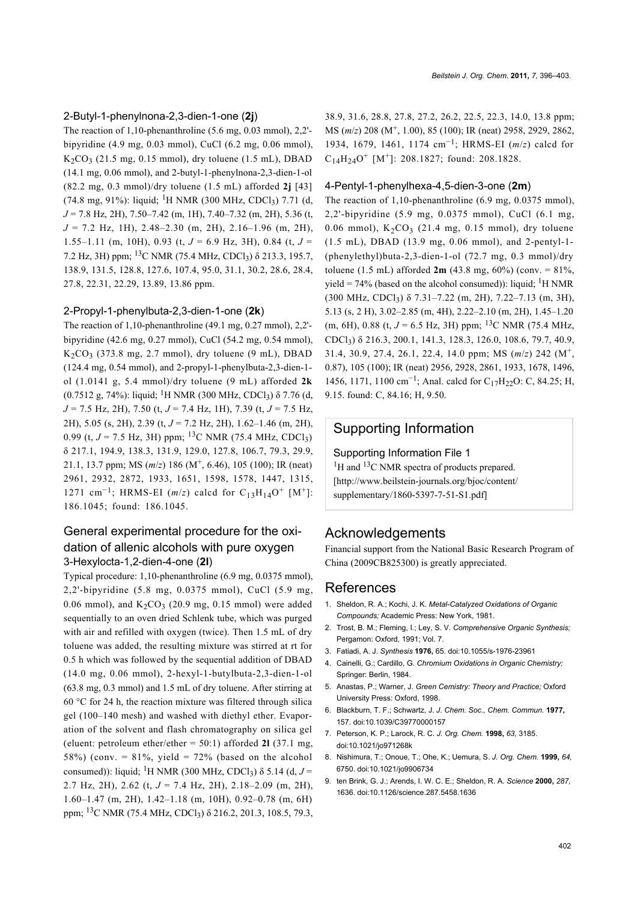### 2-Butyl-1-phenylnona-2,3-dien-1-one (**2j**)

The reaction of 1,10-phenanthroline (5.6 mg, 0.03 mmol), 2,2'-bipyridine (4.9 mg, 0.03 mmol), CuCl (6.2 mg, 0.06 mmol), $K_2CO_3$ (21.5 mg, 0.15 mmol), dry toluene (1.5 mL), DBAD (14.1 mg, 0.06 mmol), and 2-butyl-1-phenylnona-2,3-dien-1-ol (82.2 mg, 0.3 mmol)/dry toluene (1.5 mL) afforded **2j** [43] (74.8 mg, 91%): liquid; $^1$H NMR (300 MHz, $CDCl_3$) 7.71 (d, $J$ = 7.8 Hz, 2H), 7.50–7.42 (m, 1H), 7.40–7.32 (m, 2H), 5.36 (t, $J$ = 7.2 Hz, 1H), 2.48–2.30 (m, 2H), 2.16–1.96 (m, 2H), 1.55–1.11 (m, 10H), 0.93 (t, $J$ = 6.9 Hz, 3H), 0.84 (t, $J$ = 7.2 Hz, 3H) ppm; $^{13}$C NMR (75.4 MHz, $CDCl_3$) δ 213.3, 195.7, 138.9, 131.5, 128.8, 127.6, 107.4, 95.0, 31.1, 30.2, 28.6, 28.4, 27.8, 22.31, 22.29, 13.89, 13.86 ppm.

### 2-Propyl-1-phenylbuta-2,3-dien-1-one (**2k**)

The reaction of 1,10-phenanthroline (49.1 mg, 0.27 mmol), 2,2'-bipyridine (42.6 mg, 0.27 mmol), CuCl (54.2 mg, 0.54 mmol), $K_2CO_3$ (373.8 mg, 2.7 mmol), dry toluene (9 mL), DBAD (124.4 mg, 0.54 mmol), and 2-propyl-1-phenylbuta-2,3-dien-1-ol (1.0141 g, 5.4 mmol)/dry toluene (9 mL) afforded **2k** (0.7512 g, 74%): liquid; $^1$H NMR (300 MHz, $CDCl_3$) δ 7.76 (d, $J$ = 7.5 Hz, 2H), 7.50 (t, $J$ = 7.4 Hz, 1H), 7.39 (t, $J$ = 7.5 Hz, 2H), 5.05 (s, 2H), 2.39 (t, $J$ = 7.2 Hz, 2H), 1.62–1.46 (m, 2H), 0.99 (t, $J$ = 7.5 Hz, 3H) ppm; $^{13}$C NMR (75.4 MHz, $CDCl_3$) δ 217.1, 194.9, 138.3, 131.9, 129.0, 127.8, 106.7, 79.3, 29.9, 21.1, 13.7 ppm; MS ($m/z$) 186 ($M^+$, 6.46), 105 (100); IR (neat) 2961, 2932, 2872, 1933, 1651, 1598, 1578, 1447, 1315, 1271 $cm^{-1}$; HRMS-EI ($m/z$) calcd for $C_{13}H_{14}O^+$ [$M^+$]: 186.1045; found: 186.1045.

## General experimental procedure for the oxidation of allenic alcohols with pure oxygen

### 3-Hexylocta-1,2-dien-4-one (**2l**)

Typical procedure: 1,10-phenanthroline (6.9 mg, 0.0375 mmol), 2,2'-bipyridine (5.8 mg, 0.0375 mmol), CuCl (5.9 mg, 0.06 mmol), and $K_2CO_3$ (20.9 mg, 0.15 mmol) were added sequentially to an oven dried Schlenk tube, which was purged with air and refilled with oxygen (twice). Then 1.5 mL of dry toluene was added, the resulting mixture was stirred at rt for 0.5 h which was followed by the sequential addition of DBAD (14.0 mg, 0.06 mmol), 2-hexyl-1-butylbuta-2,3-dien-1-ol (63.8 mg, 0.3 mmol) and 1.5 mL of dry toluene. After stirring at 60 °C for 24 h, the reaction mixture was filtered through silica gel (100–140 mesh) and washed with diethyl ether. Evaporation of the solvent and flash chromatography on silica gel (eluent: petroleum ether/ether = 50:1) afforded **2l** (37.1 mg, 58%) (conv. = 81%, yield = 72% (based on the alcohol consumed)): liquid; $^1$H NMR (300 MHz, $CDCl_3$) δ 5.14 (d, $J$ = 2.7 Hz, 2H), 2.62 (t, $J$ = 7.4 Hz, 2H), 2.18–2.09 (m, 2H), 1.60–1.47 (m, 2H), 1.42–1.18 (m, 10H), 0.92–0.78 (m, 6H) ppm; $^{13}$C NMR (75.4 MHz, $CDCl_3$) δ 216.2, 201.3, 108.5, 79.3, 38.9, 31.6, 28.8, 27.8, 27.2, 26.2, 22.5, 22.3, 14.0, 13.8 ppm; MS ($m/z$) 208 ($M^+$, 1.00), 85 (100); IR (neat) 2958, 2929, 2862, 1934, 1679, 1461, 1174 $cm^{-1}$; HRMS-EI ($m/z$) calcd for $C_{14}H_{24}O^+$ [$M^+$]: 208.1827; found: 208.1828.

### 4-Pentyl-1-phenylhexa-4,5-dien-3-one (**2m**)

The reaction of 1,10-phenanthroline (6.9 mg, 0.0375 mmol), 2,2'-bipyridine (5.9 mg, 0.0375 mmol), CuCl (6.1 mg, 0.06 mmol), $K_2CO_3$ (21.4 mg, 0.15 mmol), dry toluene (1.5 mL), DBAD (13.9 mg, 0.06 mmol), and 2-pentyl-1-(phenylethyl)buta-2,3-dien-1-ol (72.7 mg, 0.3 mmol)/dry toluene (1.5 mL) afforded **2m** (43.8 mg, 60%) (conv. = 81%, yield = 74% (based on the alcohol consumed)): liquid; $^1$H NMR (300 MHz, $CDCl_3$) δ 7.31–7.22 (m, 2H), 7.22–7.13 (m, 3H), 5.13 (s, 2 H), 3.02–2.85 (m, 4H), 2.22–2.10 (m, 2H), 1.45–1.20 (m, 6H), 0.88 (t, $J$ = 6.5 Hz, 3H) ppm; $^{13}$C NMR (75.4 MHz, $CDCl_3$) δ 216.3, 200.1, 141.3, 128.3, 126.0, 108.6, 79.7, 40.9, 31.4, 30.9, 27.4, 26.1, 22.4, 14.0 ppm; MS ($m/z$) 242 ($M^+$, 0.87), 105 (100); IR (neat) 2956, 2928, 2861, 1933, 1678, 1496, 1456, 1171, 1100 $cm^{-1}$; Anal. calcd for $C_{17}H_{22}O$: C, 84.25; H, 9.15. found: C, 84.16; H, 9.50.

## Supporting Information

Supporting Information File 1

$^1$H and $^{13}$C NMR spectra of products prepared.
[http://www.beilstein-journals.org/bjoc/content/supplementary/1860-5397-7-51-S1.pdf]

## Acknowledgements

Financial support from the National Basic Research Program of China (2009CB825300) is greatly appreciated.

## References

1. Sheldon, R. A.; Kochi, J. K. *Metal-Catalyzed Oxidations of Organic Compounds;* Academic Press: New York, 1981.
2. Trost, B. M.; Fleming, I.; Ley, S. V. *Comprehensive Organic Synthesis;* Pergamon: Oxford, 1991; Vol. 7.
3. Fatiadi, A. J. *Synthesis* **1976,** 65. doi:10.1055/s-1976-23961
4. Cainelli, G.; Cardillo, G. *Chromium Oxidations in Organic Chemistry;* Springer: Berlin, 1984.
5. Anastas, P.; Warner, J. *Green Cemistry: Theory and Practice;* Oxford University Press: Oxford, 1998.
6. Blackburn, T. F.; Schwartz, J. *J. Chem. Soc., Chem. Commun.* **1977,** 157. doi:10.1039/C39770000157
7. Peterson, K. P.; Larock, R. C. *J. Org. Chem.* **1998,** *63,* 3185. doi:10.1021/jo971268k
8. Nishimura, T.; Onoue, T.; Ohe, K.; Uemura, S. *J. Org. Chem.* **1999,** *64,* 6750. doi:10.1021/jo9906734
9. ten Brink, G. J.; Arends, I. W. C. E.; Sheldon, R. A. *Science* **2000,** *287,* 1636. doi:10.1126/science.287.5458.1636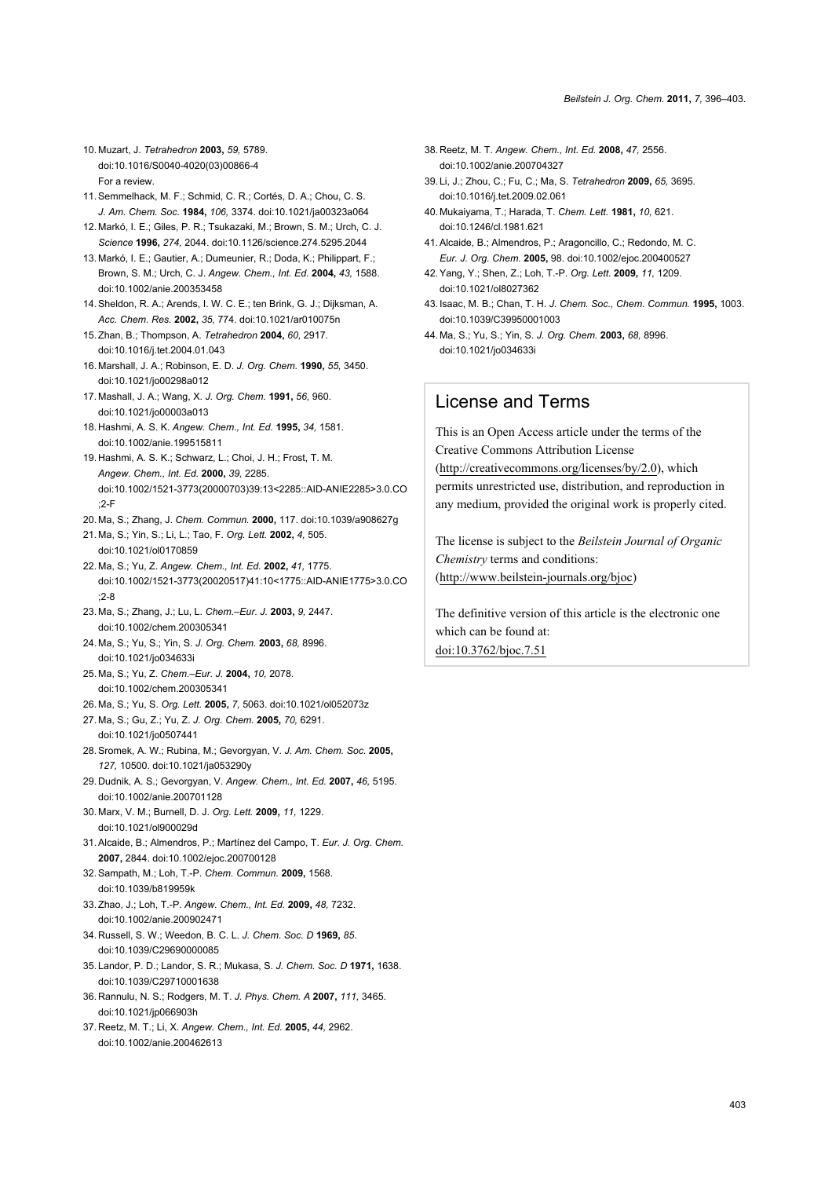10. Muzart, J. *Tetrahedron* **2003,** *59,* 5789. doi:10.1016/S0040-4020(03)00866-4 For a review.
11. Semmelhack, M. F.; Schmid, C. R.; Cortés, D. A.; Chou, C. S. *J. Am. Chem. Soc.* **1984,** *106,* 3374. doi:10.1021/ja00323a064
12. Markó, I. E.; Giles, P. R.; Tsukazaki, M.; Brown, S. M.; Urch, C. J. *Science* **1996,** *274,* 2044. doi:10.1126/science.274.5295.2044
13. Markó, I. E.; Gautier, A.; Dumeunier, R.; Doda, K.; Philippart, F.; Brown, S. M.; Urch, C. J. *Angew. Chem., Int. Ed.* **2004,** *43,* 1588. doi:10.1002/anie.200353458
14. Sheldon, R. A.; Arends, I. W. C. E.; ten Brink, G. J.; Dijksman, A. *Acc. Chem. Res.* **2002,** *35,* 774. doi:10.1021/ar010075n
15. Zhan, B.; Thompson, A. *Tetrahedron* **2004,** *60,* 2917. doi:10.1016/j.tet.2004.01.043
16. Marshall, J. A.; Robinson, E. D. *J. Org. Chem.* **1990,** *55,* 3450. doi:10.1021/jo00298a012
17. Mashall, J. A.; Wang, X. *J. Org. Chem.* **1991,** *56,* 960. doi:10.1021/jo00003a013
18. Hashmi, A. S. K. *Angew. Chem., Int. Ed.* **1995,** *34,* 1581. doi:10.1002/anie.199515811
19. Hashmi, A. S. K.; Schwarz, L.; Choi, J. H.; Frost, T. M. *Angew. Chem., Int. Ed.* **2000,** *39,* 2285. doi:10.1002/1521-3773(20000703)39:13<2285::AID-ANIE2285>3.0.CO;2-F
20. Ma, S.; Zhang, J. *Chem. Commun.* **2000,** 117. doi:10.1039/a908627g
21. Ma, S.; Yin, S.; Li, L.; Tao, F. *Org. Lett.* **2002,** *4,* 505. doi:10.1021/ol0170859
22. Ma, S.; Yu, Z. *Angew. Chem., Int. Ed.* **2002,** *41,* 1775. doi:10.1002/1521-3773(20020517)41:10<1775::AID-ANIE1775>3.0.CO;2-8
23. Ma, S.; Zhang, J.; Lu, L. *Chem.–Eur. J.* **2003,** *9,* 2447. doi:10.1002/chem.200305341
24. Ma, S.; Yu, S.; Yin, S. *J. Org. Chem.* **2003,** *68,* 8996. doi:10.1021/jo034633i
25. Ma, S.; Yu, Z. *Chem.–Eur. J.* **2004,** *10,* 2078. doi:10.1002/chem.200305341
26. Ma, S.; Yu, S. *Org. Lett.* **2005,** *7,* 5063. doi:10.1021/ol052073z
27. Ma, S.; Gu, Z.; Yu, Z. *J. Org. Chem.* **2005,** *70,* 6291. doi:10.1021/jo0507441
28. Sromek, A. W.; Rubina, M.; Gevorgyan, V. *J. Am. Chem. Soc.* **2005,** *127,* 10500. doi:10.1021/ja053290y
29. Dudnik, A. S.; Gevorgyan, V. *Angew. Chem., Int. Ed.* **2007,** *46,* 5195. doi:10.1002/anie.200701128
30. Marx, V. M.; Burnell, D. J. *Org. Lett.* **2009,** *11,* 1229. doi:10.1021/ol900029d
31. Alcaide, B.; Almendros, P.; Martínez del Campo, T. *Eur. J. Org. Chem.* **2007,** 2844. doi:10.1002/ejoc.200700128
32. Sampath, M.; Loh, T.-P. *Chem. Commun.* **2009,** 1568. doi:10.1039/b819959k
33. Zhao, J.; Loh, T.-P. *Angew. Chem., Int. Ed.* **2009,** *48,* 7232. doi:10.1002/anie.200902471
34. Russell, S. W.; Weedon, B. C. L. *J. Chem. Soc. D* **1969,** *85.* doi:10.1039/C29690000085
35. Landor, P. D.; Landor, S. R.; Mukasa, S. *J. Chem. Soc. D* **1971,** 1638. doi:10.1039/C29710001638
36. Rannulu, N. S.; Rodgers, M. T. *J. Phys. Chem. A* **2007,** *111,* 3465. doi:10.1021/jp066903h
37. Reetz, M. T.; Li, X. *Angew. Chem., Int. Ed.* **2005,** *44,* 2962. doi:10.1002/anie.200462613
38. Reetz, M. T. *Angew. Chem., Int. Ed.* **2008,** *47,* 2556. doi:10.1002/anie.200704327
39. Li, J.; Zhou, C.; Fu, C.; Ma, S. *Tetrahedron* **2009,** *65,* 3695. doi:10.1016/j.tet.2009.02.061
40. Mukaiyama, T.; Harada, T. *Chem. Lett.* **1981,** *10,* 621. doi:10.1246/cl.1981.621
41. Alcaide, B.; Almendros, P.; Aragoncillo, C.; Redondo, M. C. *Eur. J. Org. Chem.* **2005,** 98. doi:10.1002/ejoc.200400527
42. Yang, Y.; Shen, Z.; Loh, T.-P. *Org. Lett.* **2009,** *11,* 1209. doi:10.1021/ol8027362
43. Isaac, M. B.; Chan, T. H. *J. Chem. Soc., Chem. Commun.* **1995,** 1003. doi:10.1039/C39950001003
44. Ma, S.; Yu, S.; Yin, S. *J. Org. Chem.* **2003,** *68,* 8996. doi:10.1021/jo034633i

## License and Terms

This is an Open Access article under the terms of the Creative Commons Attribution License (http://creativecommons.org/licenses/by/2.0), which permits unrestricted use, distribution, and reproduction in any medium, provided the original work is properly cited.

The license is subject to the *Beilstein Journal of Organic Chemistry* terms and conditions: (http://www.beilstein-journals.org/bjoc)

The definitive version of this article is the electronic one which can be found at: doi:10.3762/bjoc.7.51